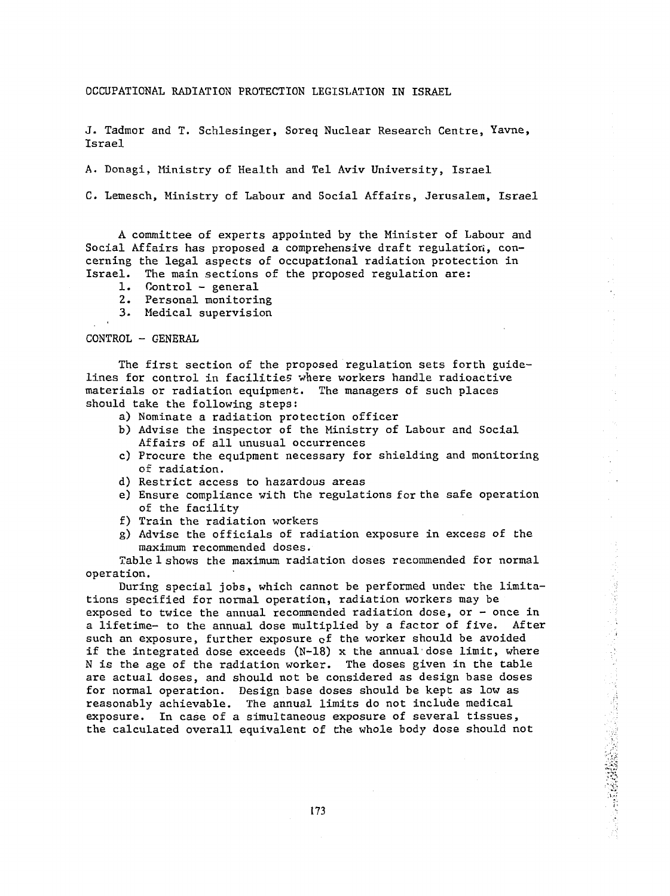# OCCUPATIONAL RADIATION PROTECTION LEGISLATION IN ISRAEL

J. Tadmor and T. Schlesinger, Soreq Nuclear Research Centre, Yavne, Israel

A. Donagi, Ministry of Health and Tel Aviv University, Israel

C. Lemesch, Ministry of Labour and Social Affairs, Jerusalem, Israel

A committee of experts appointed by the Minister of Labour and Social Affairs has proposed a comprehensive draft regulation, concerning the legal aspects of occupational radiation protection in Israel. The main sections of the proposed regulation are:

1. Control - general
2. Personal monitoring
3. Medical supervision

## CONTROL - GENERAL

The first section of the proposed regulation sets forth guidelines for control in facilities where workers handle radioactive materials or radiation equipment. The managers of such places should take the following steps:

a) Nominate a radiation protection officer
b) Advise the inspector of the Ministry of Labour and Social Affairs of all unusual occurrences
c) Procure the equipment necessary for shielding and monitoring of radiation.
d) Restrict access to hazardous areas
e) Ensure compliance with the regulations for the safe operation of the facility
f) Train the radiation workers
g) Advise the officials of radiation exposure in excess of the maximum recommended doses.

Table 1 shows the maximum radiation doses recommended for normal operation.

During special jobs, which cannot be performed under the limitations specified for normal operation, radiation workers may be exposed to twice the annual recommended radiation dose, or - once in a lifetime- to the annual dose multiplied by a factor of five. After such an exposure, further exposure of the worker should be avoided if the integrated dose exceeds (N-18) x the annual dose limit, where N is the age of the radiation worker. The doses given in the table are actual doses, and should not be considered as design base doses for normal operation. Design base doses should be kept as low as reasonably achievable. The annual limits do not include medical exposure. In case of a simultaneous exposure of several tissues, the calculated overall equivalent of the whole body dose should not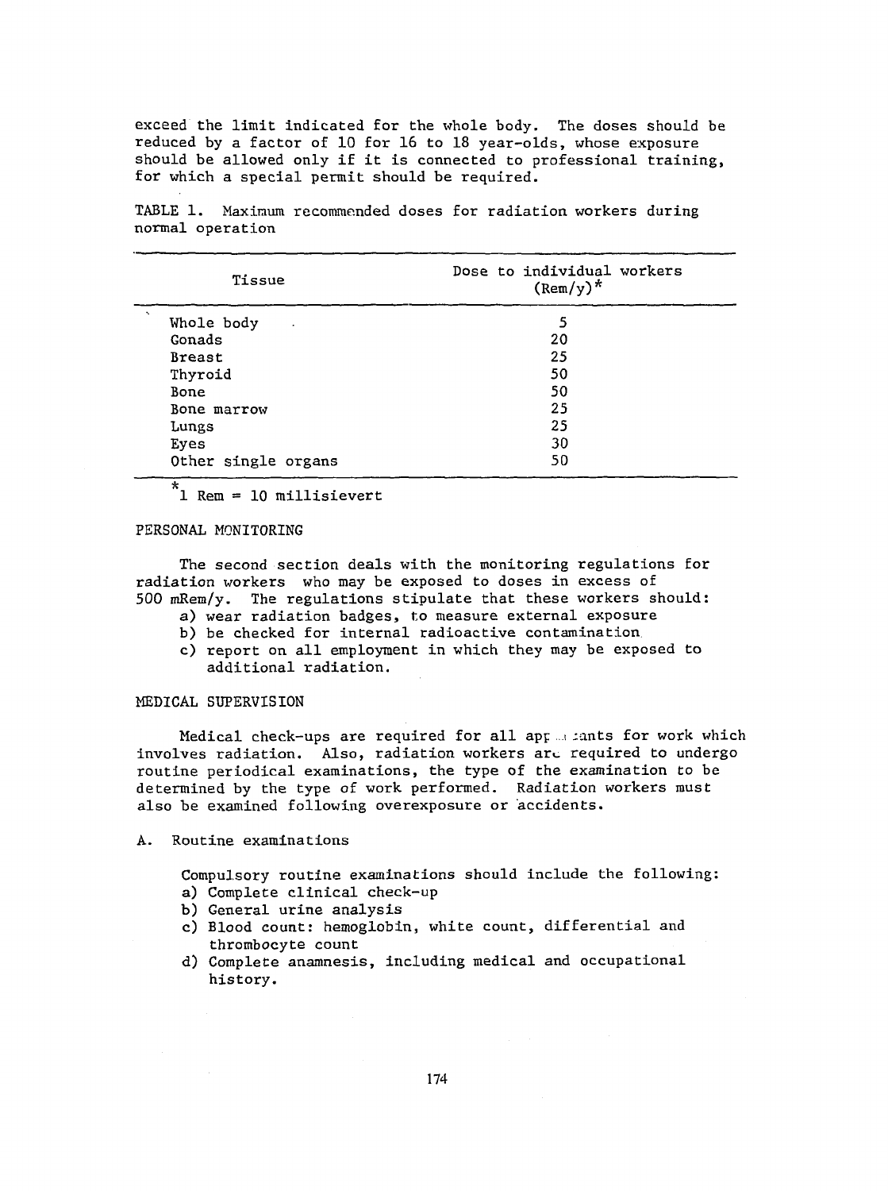exceed the limit indicated for the whole body. The doses should be reduced by a factor of 10 for 16 to 18 year-olds, whose exposure should be allowed only if it is connected to professional training, for which a special permit should be required.

TABLE 1. Maximum recommended doses for radiation workers during normal operation

| Tissue | Dose to individual workers (Rem/y)* |
|---|---|
| Whole body | 5 |
| Gonads | 20 |
| Breast | 25 |
| Thyroid | 50 |
| Bone | 50 |
| Bone marrow | 25 |
| Lungs | 25 |
| Eyes | 30 |
| Other single organs | 50 |

*1 Rem = 10 millisievert

## PERSONAL MONITORING

The second section deals with the monitoring regulations for radiation workers who may be exposed to doses in excess of 500 mRem/y. The regulations stipulate that these workers should:

a) wear radiation badges, to measure external exposure
b) be checked for internal radioactive contamination
c) report on all employment in which they may be exposed to additional radiation.

## MEDICAL SUPERVISION

Medical check-ups are required for all applicants for work which involves radiation. Also, radiation workers are required to undergo routine periodical examinations, the type of the examination to be determined by the type of work performed. Radiation workers must also be examined following overexposure or accidents.

### A. Routine examinations

Compulsory routine examinations should include the following:

a) Complete clinical check-up
b) General urine analysis
c) Blood count: hemoglobin, white count, differential and thrombocyte count
d) Complete anamnesis, including medical and occupational history.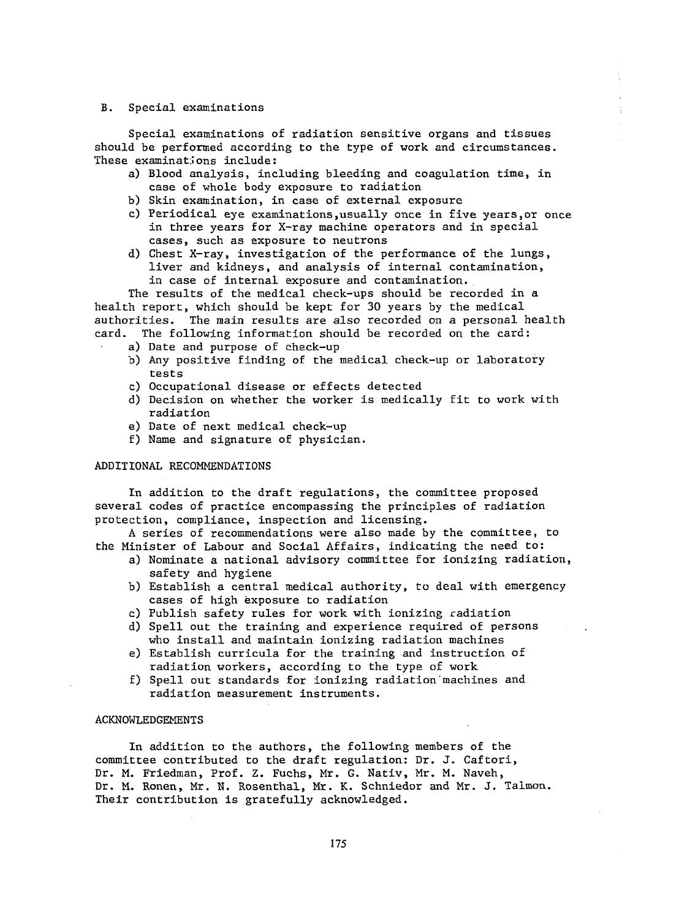B. Special examinations

Special examinations of radiation sensitive organs and tissues should be performed according to the type of work and circumstances. These examinations include:

a) Blood analysis, including bleeding and coagulation time, in case of whole body exposure to radiation
b) Skin examination, in case of external exposure
c) Periodical eye examinations, usually once in five years, or once in three years for X-ray machine operators and in special cases, such as exposure to neutrons
d) Chest X-ray, investigation of the performance of the lungs, liver and kidneys, and analysis of internal contamination, in case of internal exposure and contamination.

The results of the medical check-ups should be recorded in a health report, which should be kept for 30 years by the medical authorities. The main results are also recorded on a personal health card. The following information should be recorded on the card:

a) Date and purpose of check-up
b) Any positive finding of the medical check-up or laboratory tests
c) Occupational disease or effects detected
d) Decision on whether the worker is medically fit to work with radiation
e) Date of next medical check-up
f) Name and signature of physician.

## ADDITIONAL RECOMMENDATIONS

In addition to the draft regulations, the committee proposed several codes of practice encompassing the principles of radiation protection, compliance, inspection and licensing.

A series of recommendations were also made by the committee, to the Minister of Labour and Social Affairs, indicating the need to:

a) Nominate a national advisory committee for ionizing radiation, safety and hygiene
b) Establish a central medical authority, to deal with emergency cases of high exposure to radiation
c) Publish safety rules for work with ionizing radiation
d) Spell out the training and experience required of persons who install and maintain ionizing radiation machines
e) Establish curricula for the training and instruction of radiation workers, according to the type of work
f) Spell out standards for ionizing radiation machines and radiation measurement instruments.

## ACKNOWLEDGEMENTS

In addition to the authors, the following members of the committee contributed to the draft regulation: Dr. J. Caftori, Dr. M. Friedman, Prof. Z. Fuchs, Mr. G. Nativ, Mr. M. Naveh, Dr. M. Ronen, Mr. N. Rosenthal, Mr. K. Schniedor and Mr. J. Talmon. Their contribution is gratefully acknowledged.